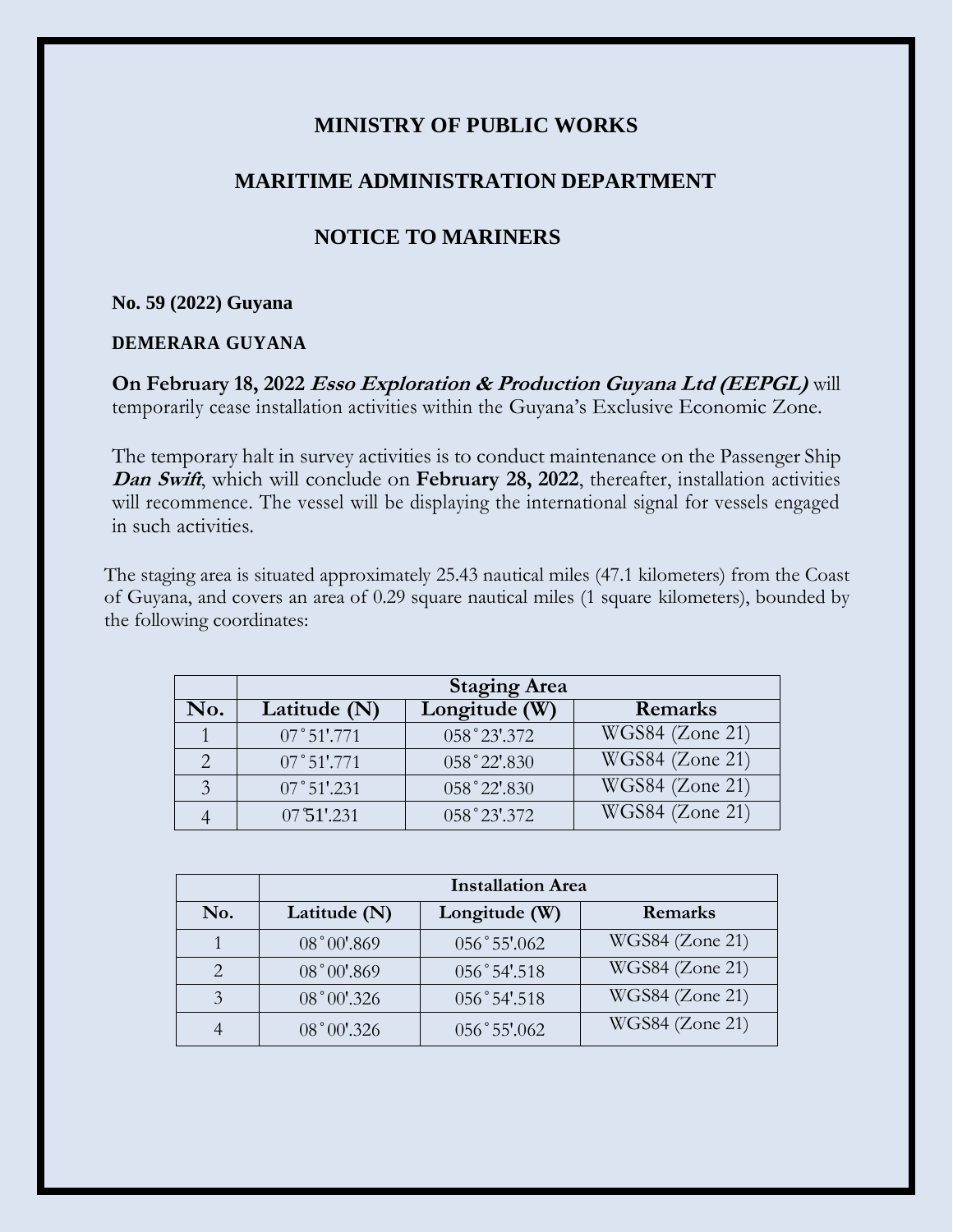# MINISTRY OF PUBLIC WORKS

## MARITIME ADMINISTRATION DEPARTMENT

## NOTICE TO MARINERS

**No. 59 (2022) Guyana**

**DEMERARA GUYANA**

**On February 18, 2022** ***Esso Exploration & Production Guyana Ltd (EEPGL)*** will temporarily cease installation activities within the Guyana's Exclusive Economic Zone.

The temporary halt in survey activities is to conduct maintenance on the Passenger Ship ***Dan Swift***, which will conclude on **February 28, 2022**, thereafter, installation activities will recommence. The vessel will be displaying the international signal for vessels engaged in such activities.

The staging area is situated approximately 25.43 nautical miles (47.1 kilometers) from the Coast of Guyana, and covers an area of 0.29 square nautical miles (1 square kilometers), bounded by the following coordinates:

| | **Staging Area** | | |
|---|---|---|---|
| **No.** | **Latitude (N)** | **Longitude (W)** | **Remarks** |
| 1 | 07˚51'.771 | 058˚23'.372 | WGS84 (Zone 21) |
| 2 | 07˚51'.771 | 058˚22'.830 | WGS84 (Zone 21) |
| 3 | 07˚51'.231 | 058˚22'.830 | WGS84 (Zone 21) |
| 4 | 07˚51'.231 | 058˚23'.372 | WGS84 (Zone 21) |

| | **Installation Area** | | |
|---|---|---|---|
| **No.** | **Latitude (N)** | **Longitude (W)** | **Remarks** |
| 1 | 08˚00'.869 | 056˚55'.062 | WGS84 (Zone 21) |
| 2 | 08˚00'.869 | 056˚54'.518 | WGS84 (Zone 21) |
| 3 | 08˚00'.326 | 056˚54'.518 | WGS84 (Zone 21) |
| 4 | 08˚00'.326 | 056˚55'.062 | WGS84 (Zone 21) |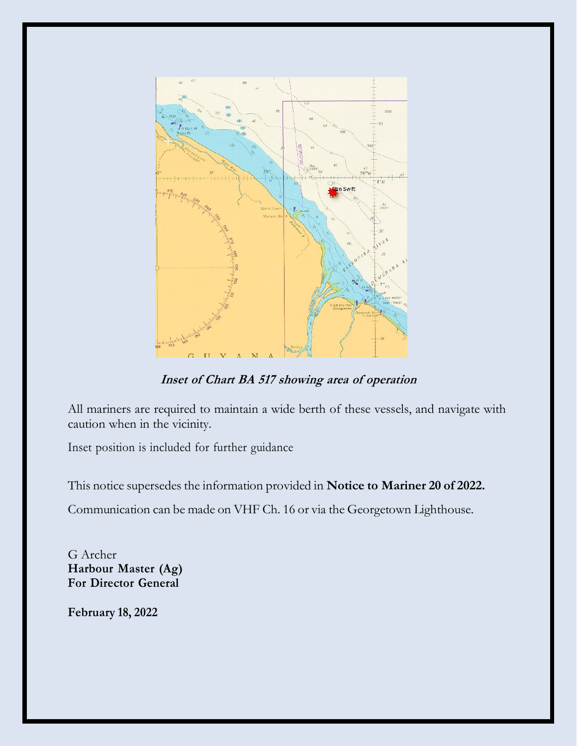***Inset of Chart BA 517 showing area of operation***

All mariners are required to maintain a wide berth of these vessels, and navigate with caution when in the vicinity.

Inset position is included for further guidance

This notice supersedes the information provided in **Notice to Mariner 20 of 2022.**

Communication can be made on VHF Ch. 16 or via the Georgetown Lighthouse.

G Archer
**Harbour Master (Ag)**
**For Director General**

**February 18, 2022**